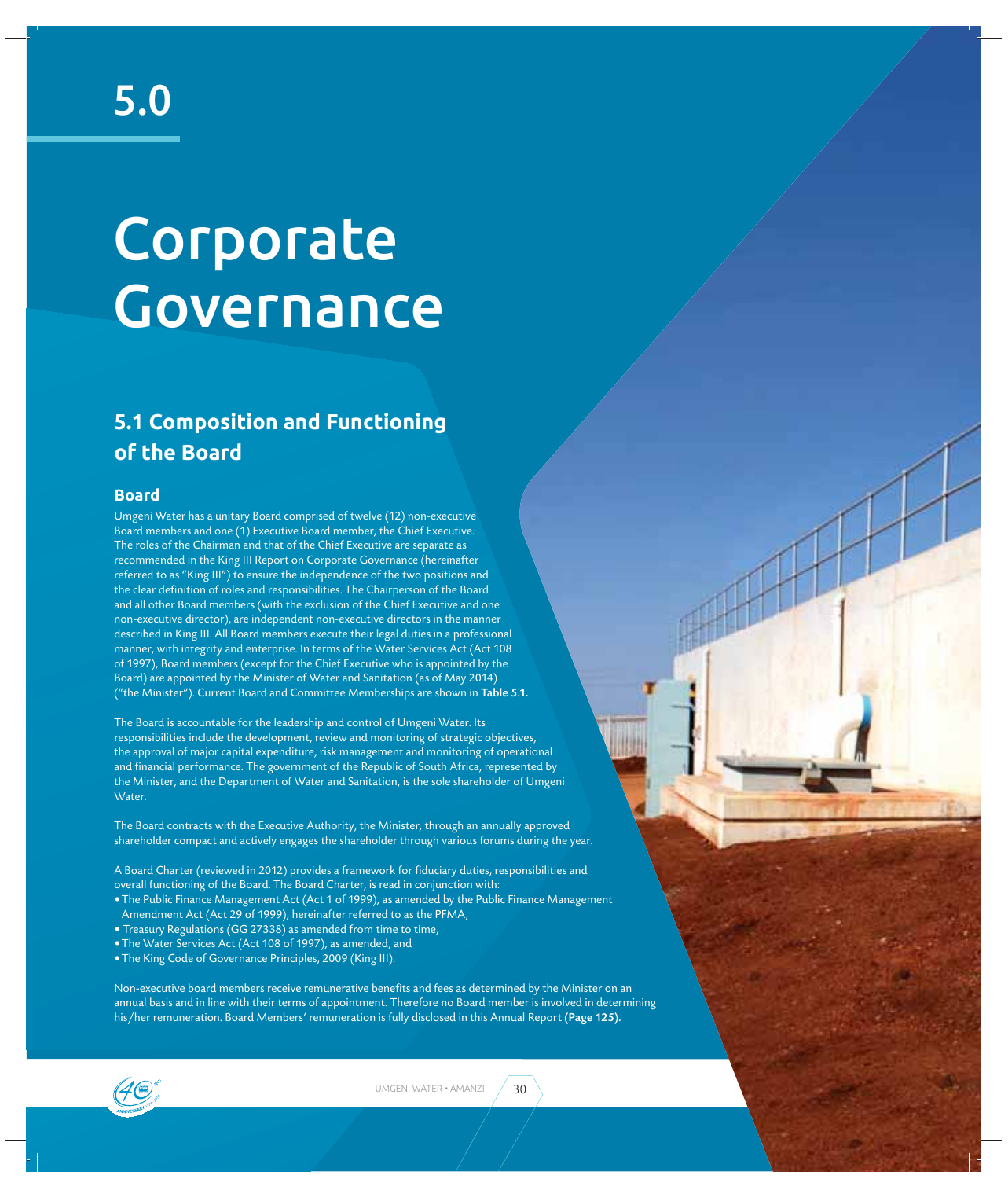# 5.0

# Corporate Governance

## 5.1 Composition and Functioning of the Board

### Board

Umgeni Water has a unitary Board comprised of twelve (12) non-executive Board members and one (1) Executive Board member, the Chief Executive. The roles of the Chairman and that of the Chief Executive are separate as recommended in the King III Report on Corporate Governance (hereinafter referred to as "King III") to ensure the independence of the two positions and the clear definition of roles and responsibilities. The Chairperson of the Board and all other Board members (with the exclusion of the Chief Executive and one non-executive director), are independent non-executive directors in the manner described in King III. All Board members execute their legal duties in a professional manner, with integrity and enterprise. In terms of the Water Services Act (Act 108 of 1997), Board members (except for the Chief Executive who is appointed by the Board) are appointed by the Minister of Water and Sanitation (as of May 2014) ("the Minister"). Current Board and Committee Memberships are shown in **Table 5.1.**

The Board is accountable for the leadership and control of Umgeni Water. Its responsibilities include the development, review and monitoring of strategic objectives, the approval of major capital expenditure, risk management and monitoring of operational and financial performance. The government of the Republic of South Africa, represented by the Minister, and the Department of Water and Sanitation, is the sole shareholder of Umgeni Water.

The Board contracts with the Executive Authority, the Minister, through an annually approved shareholder compact and actively engages the shareholder through various forums during the year.

A Board Charter (reviewed in 2012) provides a framework for fiduciary duties, responsibilities and overall functioning of the Board. The Board Charter, is read in conjunction with:

- The Public Finance Management Act (Act 1 of 1999), as amended by the Public Finance Management Amendment Act (Act 29 of 1999), hereinafter referred to as the PFMA,
- Treasury Regulations (GG 27338) as amended from time to time,
- The Water Services Act (Act 108 of 1997), as amended, and
- The King Code of Governance Principles, 2009 (King III).

Non-executive board members receive remunerative benefits and fees as determined by the Minister on an annual basis and in line with their terms of appointment. Therefore no Board member is involved in determining his/her remuneration. Board Members' remuneration is fully disclosed in this Annual Report **(Page 125).**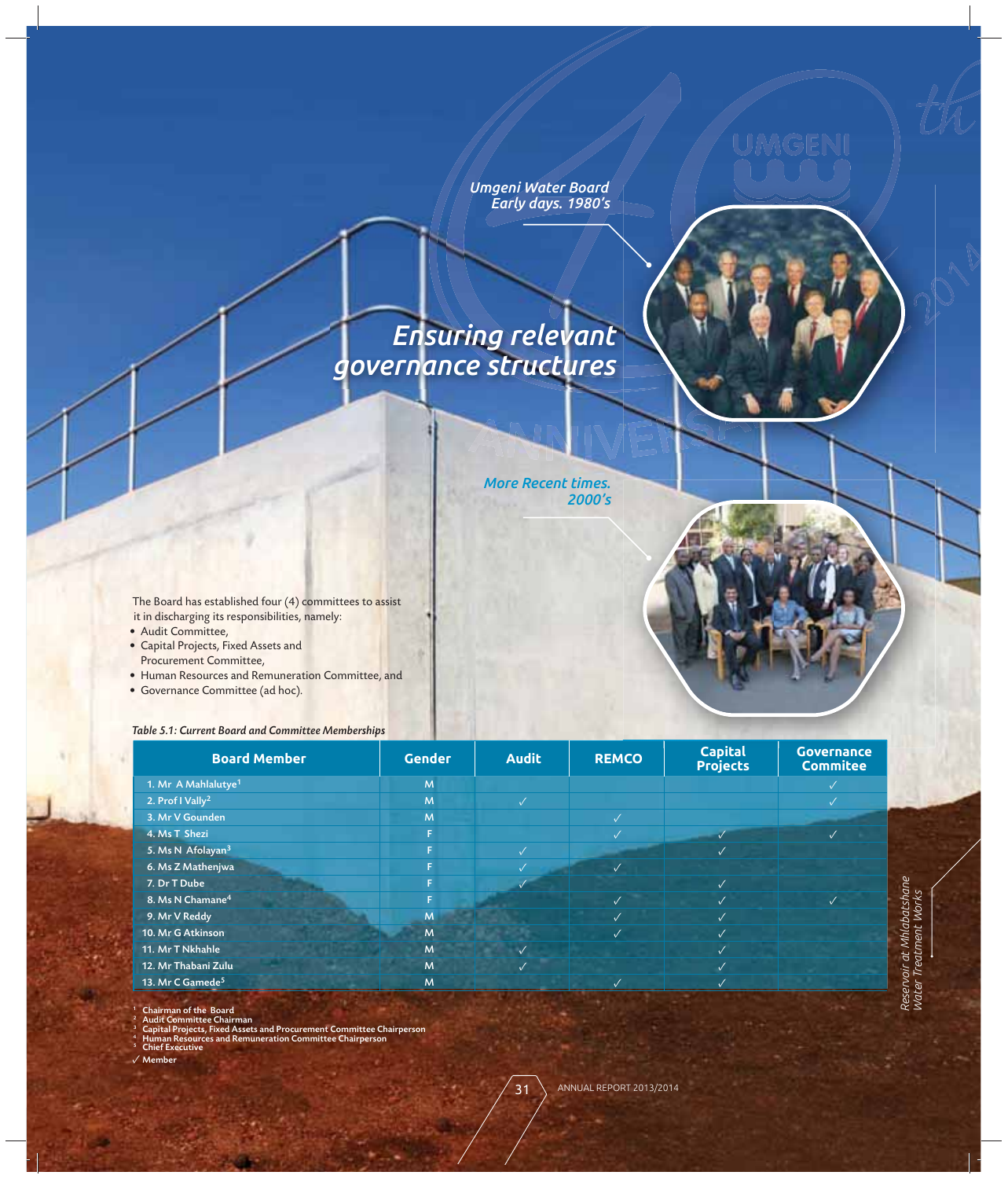*Umgeni Water Board Early days. 1980's*

# Ensuring relevant governance structures

*More Recent times. 2000's*

The Board has established four (4) committees to assist it in discharging its responsibilities, namely:

- Audit Committee,
- Capital Projects, Fixed Assets and Procurement Committee,
- Human Resources and Remuneration Committee, and
- Governance Committee (ad hoc).

*Table 5.1: Current Board and Committee Memberships*

| Board Member | Gender | Audit | REMCO | Capital Projects | Governance Commitee |
|---|---|---|---|---|---|
| 1. Mr A Mahlalutye[1] | M | | | | ✓ |
| 2. Prof I Vally[2] | M | ✓ | | | ✓ |
| 3. Mr V Gounden | M | | ✓ | | |
| 4. Ms T Shezi | F | | ✓ | ✓ | ✓ |
| 5. Ms N Afolayan[3] | F | ✓ | | ✓ | |
| 6. Ms Z Mathenjwa | F | ✓ | ✓ | | |
| 7. Dr T Dube | F | ✓ | | ✓ | |
| 8. Ms N Chamane[4] | F | | ✓ | ✓ | ✓ |
| 9. Mr V Reddy | M | | ✓ | ✓ | |
| 10. Mr G Atkinson | M | | ✓ | ✓ | |
| 11. Mr T Nkhahle | M | ✓ | | ✓ | |
| 12. Mr Thabani Zulu | M | ✓ | | ✓ | |
| 13. Mr C Gamede[5] | M | | ✓ | ✓ | |

[1] Chairman of the Board
[2] Audit Committee Chairman
[3] Capital Projects, Fixed Assets and Procurement Committee Chairperson
[4] Human Resources and Remuneration Committee Chairperson
[5] Chief Executive
✓ Member

*Reservoir at Mhlabatshane Water Treatment Works*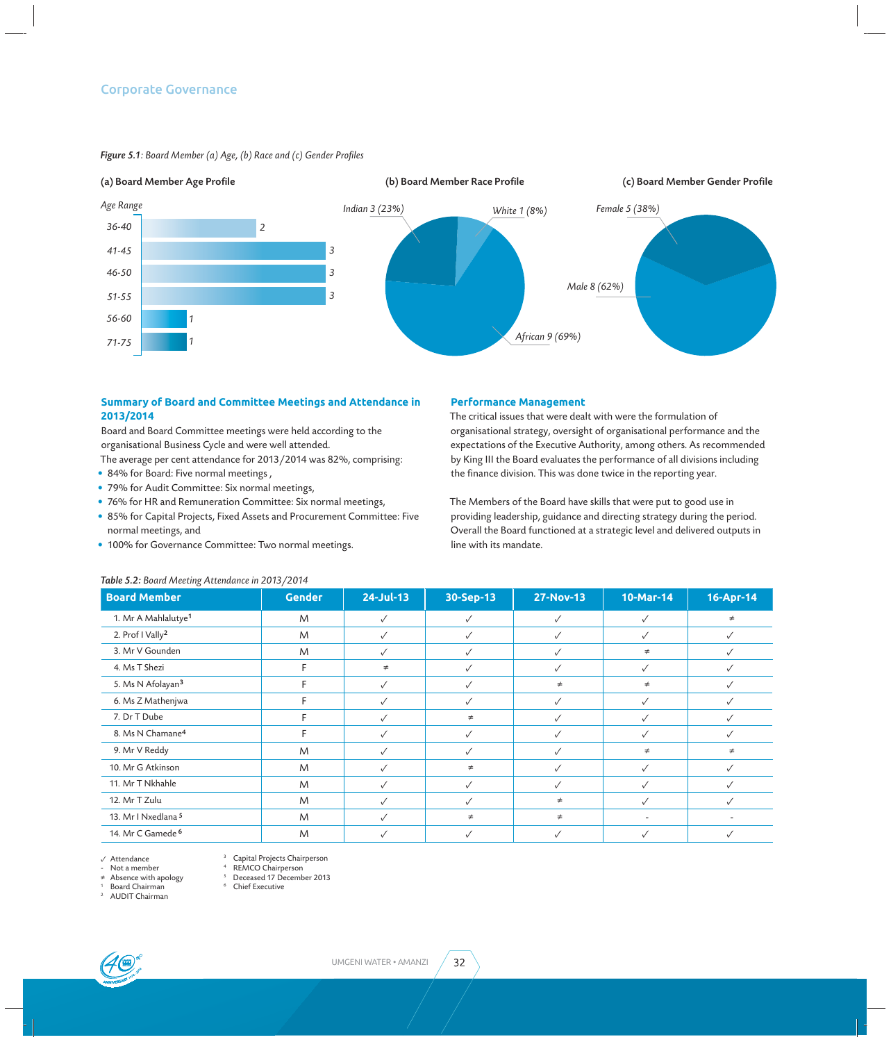## Corporate Governance

*Figure 5.1: Board Member (a) Age, (b) Race and (c) Gender Profiles*

**(a) Board Member Age Profile**

Age Range

36-40 2

41-45 3

46-50 3

51-55 3

56-60 1

71-75 1

**(b) Board Member Race Profile**

Indian 3 (23%)

White 1 (8%)

African 9 (69%)

**(c) Board Member Gender Profile**

Female 5 (38%)

Male 8 (62%)

### Summary of Board and Committee Meetings and Attendance in 2013/2014

Board and Board Committee meetings were held according to the organisational Business Cycle and were well attended.

The average per cent attendance for 2013/2014 was 82%, comprising:

- 84% for Board: Five normal meetings ,
- 79% for Audit Committee: Six normal meetings,
- 76% for HR and Remuneration Committee: Six normal meetings,
- 85% for Capital Projects, Fixed Assets and Procurement Committee: Five normal meetings, and
- 100% for Governance Committee: Two normal meetings.

### Performance Management

The critical issues that were dealt with were the formulation of organisational strategy, oversight of organisational performance and the expectations of the Executive Authority, among others. As recommended by King III the Board evaluates the performance of all divisions including the finance division. This was done twice in the reporting year.

The Members of the Board have skills that were put to good use in providing leadership, guidance and directing strategy during the period. Overall the Board functioned at a strategic level and delivered outputs in line with its mandate.

*Table 5.2: Board Meeting Attendance in 2013/2014*

| Board Member | Gender | 24-Jul-13 | 30-Sep-13 | 27-Nov-13 | 10-Mar-14 | 16-Apr-14 |
|---|---|---|---|---|---|---|
| 1. Mr A Mahlalutye[1] | M | ✓ | ✓ | ✓ | ✓ | ≠ |
| 2. Prof I Vally[2] | M | ✓ | ✓ | ✓ | ✓ | ✓ |
| 3. Mr V Gounden | M | ✓ | ✓ | ✓ | ≠ | ✓ |
| 4. Ms T Shezi | F | ≠ | ✓ | ✓ | ✓ | ✓ |
| 5. Ms N Afolayan[3] | F | ✓ | ✓ | ≠ | ≠ | ✓ |
| 6. Ms Z Mathenjwa | F | ✓ | ✓ | ✓ | ✓ | ✓ |
| 7. Dr T Dube | F | ✓ | ≠ | ✓ | ✓ | ✓ |
| 8. Ms N Chamane[4] | F | ✓ | ✓ | ✓ | ✓ | ✓ |
| 9. Mr V Reddy | M | ✓ | ✓ | ✓ | ≠ | ≠ |
| 10. Mr G Atkinson | M | ✓ | ≠ | ✓ | ✓ | ✓ |
| 11. Mr T Nkhahle | M | ✓ | ✓ | ✓ | ✓ | ✓ |
| 12. Mr T Zulu | M | ✓ | ✓ | ≠ | ✓ | ✓ |
| 13. Mr I Nxedlana[5] | M | ✓ | ≠ | ≠ | - | - |
| 14. Mr C Gamede[6] | M | ✓ | ✓ | ✓ | ✓ | ✓ |

✓ Attendance
\- Not a member
≠ Absence with apology
[1] Board Chairman
[2] AUDIT Chairman
[3] Capital Projects Chairperson
[4] REMCO Chairperson
[5] Deceased 17 December 2013
[6] Chief Executive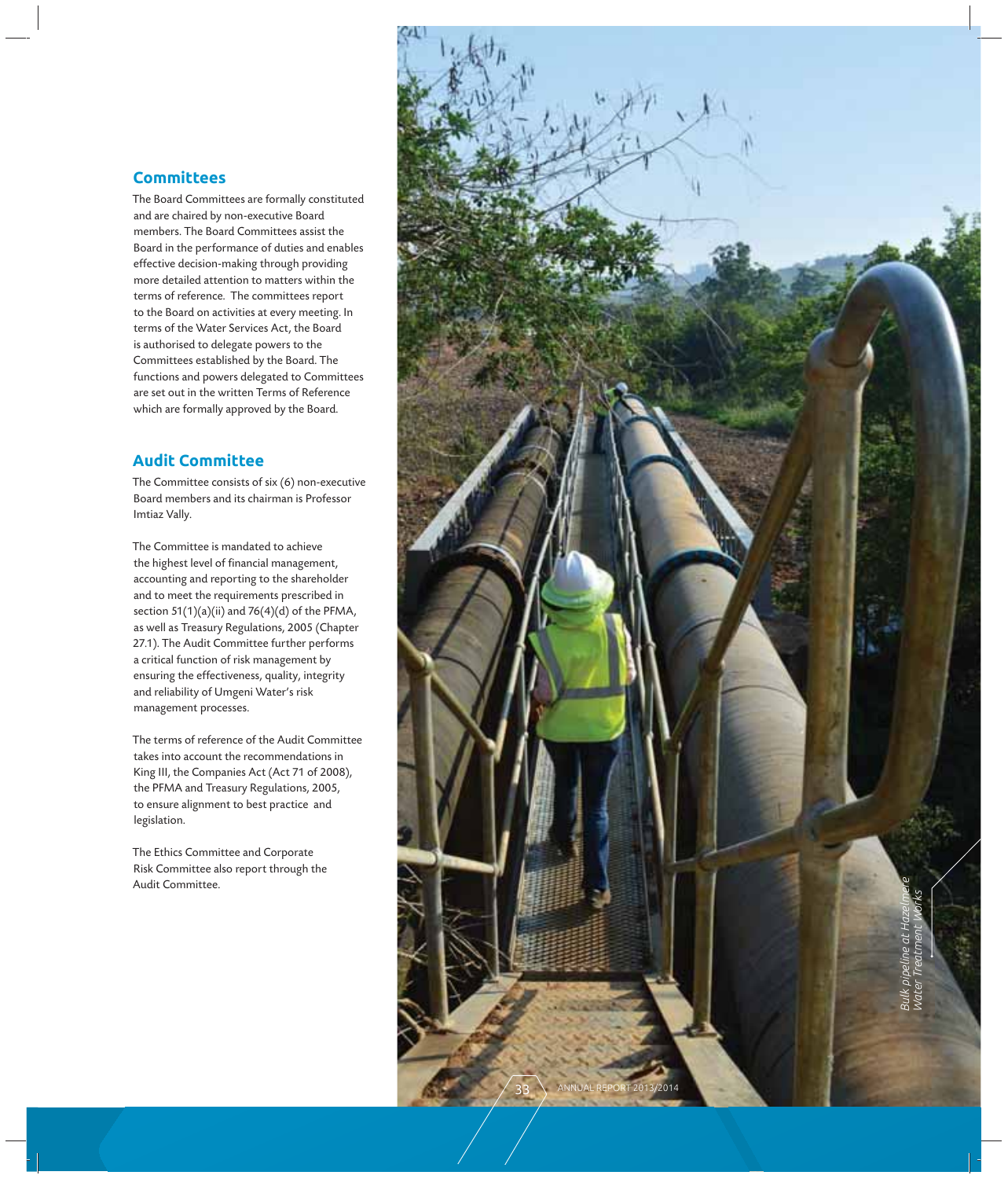## Committees

The Board Committees are formally constituted and are chaired by non-executive Board members. The Board Committees assist the Board in the performance of duties and enables effective decision-making through providing more detailed attention to matters within the terms of reference. The committees report to the Board on activities at every meeting. In terms of the Water Services Act, the Board is authorised to delegate powers to the Committees established by the Board. The functions and powers delegated to Committees are set out in the written Terms of Reference which are formally approved by the Board.

## Audit Committee

The Committee consists of six (6) non-executive Board members and its chairman is Professor Imtiaz Vally.

The Committee is mandated to achieve the highest level of financial management, accounting and reporting to the shareholder and to meet the requirements prescribed in section 51(1)(a)(ii) and 76(4)(d) of the PFMA, as well as Treasury Regulations, 2005 (Chapter 27.1). The Audit Committee further performs a critical function of risk management by ensuring the effectiveness, quality, integrity and reliability of Umgeni Water's risk management processes.

The terms of reference of the Audit Committee takes into account the recommendations in King III, the Companies Act (Act 71 of 2008), the PFMA and Treasury Regulations, 2005, to ensure alignment to best practice and legislation.

The Ethics Committee and Corporate Risk Committee also report through the Audit Committee.

*Bulk pipeline at Hazelmere Water Treatment Works*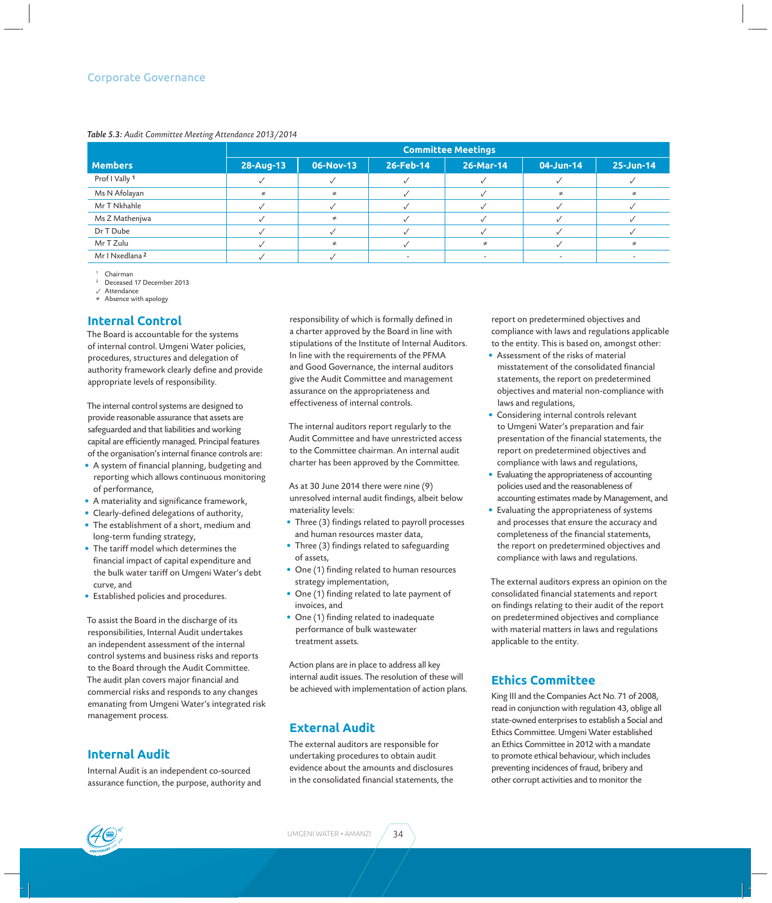*Table 5.3: Audit Committee Meeting Attendance 2013/2014*

| Members | Committee Meetings | | | | | |
|---|---|---|---|---|---|---|
| | 28-Aug-13 | 06-Nov-13 | 26-Feb-14 | 26-Mar-14 | 04-Jun-14 | 25-Jun-14 |
| Prof I Vally [1] | ✓ | ✓ | ✓ | ✓ | ✓ | ✓ |
| Ms N Afolayan | ≠ | ≠ | ✓ | ✓ | ≠ | ≠ |
| Mr T Nkhahle | ✓ | ✓ | ✓ | ✓ | ✓ | ✓ |
| Ms Z Mathenjwa | ✓ | ≠ | ✓ | ✓ | ✓ | ✓ |
| Dr T Dube | ✓ | ✓ | ✓ | ✓ | ✓ | ✓ |
| Mr T Zulu | ✓ | ≠ | ✓ | ≠ | ✓ | ≠ |
| Mr I Nxedlana [2] | ✓ | ✓ | - | - | - | - |

[1] Chairman
[2] Deceased 17 December 2013
✓ Attendance
≠ Absence with apology

## Internal Control

The Board is accountable for the systems of internal control. Umgeni Water policies, procedures, structures and delegation of authority framework clearly define and provide appropriate levels of responsibility.

The internal control systems are designed to provide reasonable assurance that assets are safeguarded and that liabilities and working capital are efficiently managed. Principal features of the organisation's internal finance controls are:

- A system of financial planning, budgeting and reporting which allows continuous monitoring of performance,
- A materiality and significance framework,
- Clearly-defined delegations of authority,
- The establishment of a short, medium and long-term funding strategy,
- The tariff model which determines the financial impact of capital expenditure and the bulk water tariff on Umgeni Water's debt curve, and
- Established policies and procedures.

To assist the Board in the discharge of its responsibilities, Internal Audit undertakes an independent assessment of the internal control systems and business risks and reports to the Board through the Audit Committee. The audit plan covers major financial and commercial risks and responds to any changes emanating from Umgeni Water's integrated risk management process.

## Internal Audit

Internal Audit is an independent co-sourced assurance function, the purpose, authority and responsibility of which is formally defined in a charter approved by the Board in line with stipulations of the Institute of Internal Auditors. In line with the requirements of the PFMA and Good Governance, the internal auditors give the Audit Committee and management assurance on the appropriateness and effectiveness of internal controls.

The internal auditors report regularly to the Audit Committee and have unrestricted access to the Committee chairman. An internal audit charter has been approved by the Committee.

As at 30 June 2014 there were nine (9) unresolved internal audit findings, albeit below materiality levels:

- Three (3) findings related to payroll processes and human resources master data,
- Three (3) findings related to safeguarding of assets,
- One (1) finding related to human resources strategy implementation,
- One (1) finding related to late payment of invoices, and
- One (1) finding related to inadequate performance of bulk wastewater treatment assets.

Action plans are in place to address all key internal audit issues. The resolution of these will be achieved with implementation of action plans.

## External Audit

The external auditors are responsible for undertaking procedures to obtain audit evidence about the amounts and disclosures in the consolidated financial statements, the report on predetermined objectives and compliance with laws and regulations applicable to the entity. This is based on, amongst other:

- Assessment of the risks of material misstatement of the consolidated financial statements, the report on predetermined objectives and material non-compliance with laws and regulations,
- Considering internal controls relevant to Umgeni Water's preparation and fair presentation of the financial statements, the report on predetermined objectives and compliance with laws and regulations,
- Evaluating the appropriateness of accounting policies used and the reasonableness of accounting estimates made by Management, and
- Evaluating the appropriateness of systems and processes that ensure the accuracy and completeness of the financial statements, the report on predetermined objectives and compliance with laws and regulations.

The external auditors express an opinion on the consolidated financial statements and report on findings relating to their audit of the report on predetermined objectives and compliance with material matters in laws and regulations applicable to the entity.

## Ethics Committee

King III and the Companies Act No. 71 of 2008, read in conjunction with regulation 43, oblige all state-owned enterprises to establish a Social and Ethics Committee. Umgeni Water established an Ethics Committee in 2012 with a mandate to promote ethical behaviour, which includes preventing incidences of fraud, bribery and other corrupt activities and to monitor the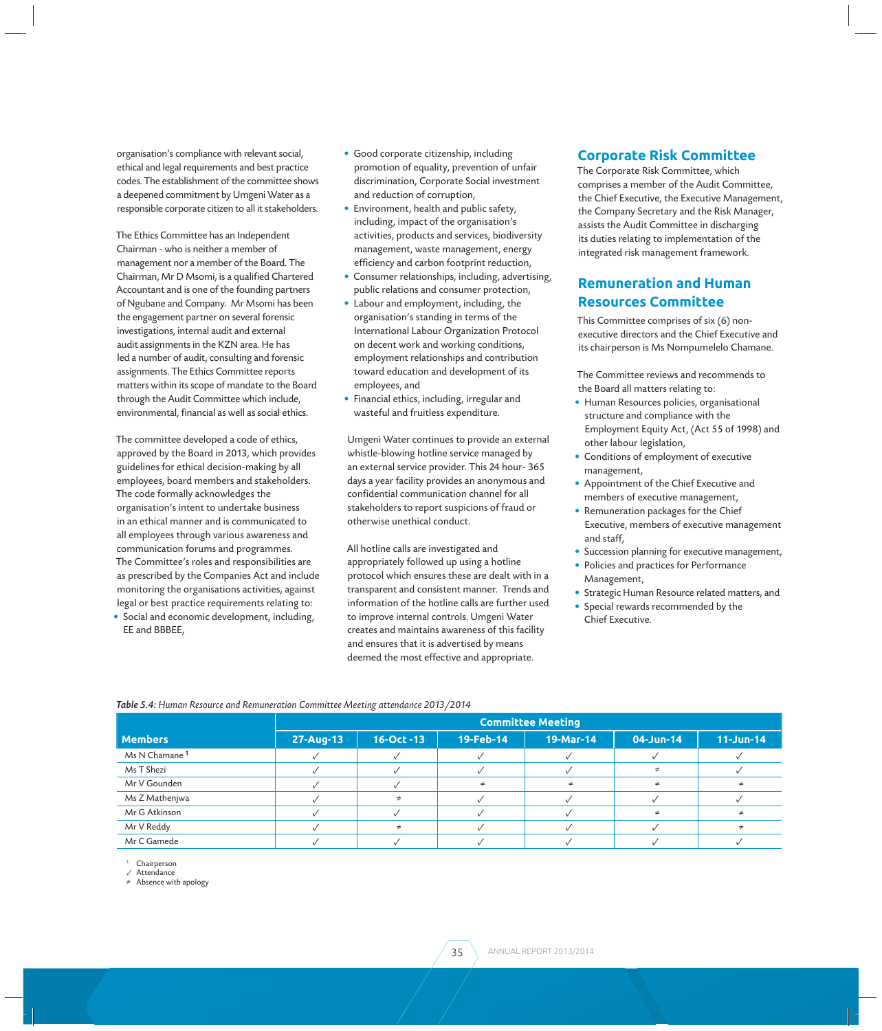organisation's compliance with relevant social, ethical and legal requirements and best practice codes. The establishment of the committee shows a deepened commitment by Umgeni Water as a responsible corporate citizen to all it stakeholders.

The Ethics Committee has an Independent Chairman - who is neither a member of management nor a member of the Board. The Chairman, Mr D Msomi, is a qualified Chartered Accountant and is one of the founding partners of Ngubane and Company. Mr Msomi has been the engagement partner on several forensic investigations, internal audit and external audit assignments in the KZN area. He has led a number of audit, consulting and forensic assignments. The Ethics Committee reports matters within its scope of mandate to the Board through the Audit Committee which include, environmental, financial as well as social ethics.

The committee developed a code of ethics, approved by the Board in 2013, which provides guidelines for ethical decision-making by all employees, board members and stakeholders. The code formally acknowledges the organisation's intent to undertake business in an ethical manner and is communicated to all employees through various awareness and communication forums and programmes. The Committee's roles and responsibilities are as prescribed by the Companies Act and include monitoring the organisations activities, against legal or best practice requirements relating to:

- Social and economic development, including, EE and BBBEE,
- Good corporate citizenship, including promotion of equality, prevention of unfair discrimination, Corporate Social investment and reduction of corruption,
- Environment, health and public safety, including, impact of the organisation's activities, products and services, biodiversity management, waste management, energy efficiency and carbon footprint reduction,
- Consumer relationships, including, advertising, public relations and consumer protection,
- Labour and employment, including, the organisation's standing in terms of the International Labour Organization Protocol on decent work and working conditions, employment relationships and contribution toward education and development of its employees, and
- Financial ethics, including, irregular and wasteful and fruitless expenditure.

Umgeni Water continues to provide an external whistle-blowing hotline service managed by an external service provider. This 24 hour- 365 days a year facility provides an anonymous and confidential communication channel for all stakeholders to report suspicions of fraud or otherwise unethical conduct.

All hotline calls are investigated and appropriately followed up using a hotline protocol which ensures these are dealt with in a transparent and consistent manner. Trends and information of the hotline calls are further used to improve internal controls. Umgeni Water creates and maintains awareness of this facility and ensures that it is advertised by means deemed the most effective and appropriate.

## Corporate Risk Committee

The Corporate Risk Committee, which comprises a member of the Audit Committee, the Chief Executive, the Executive Management, the Company Secretary and the Risk Manager, assists the Audit Committee in discharging its duties relating to implementation of the integrated risk management framework.

## Remuneration and Human Resources Committee

This Committee comprises of six (6) non-executive directors and the Chief Executive and its chairperson is Ms Nompumelelo Chamane.

The Committee reviews and recommends to the Board all matters relating to:

- Human Resources policies, organisational structure and compliance with the Employment Equity Act, (Act 55 of 1998) and other labour legislation,
- Conditions of employment of executive management,
- Appointment of the Chief Executive and members of executive management,
- Remuneration packages for the Chief Executive, members of executive management and staff,
- Succession planning for executive management,
- Policies and practices for Performance Management,
- Strategic Human Resource related matters, and
- Special rewards recommended by the Chief Executive.

***Table 5.4:*** *Human Resource and Remuneration Committee Meeting attendance 2013/2014*

| Members | Committee Meeting | | | | | |
|---|---|---|---|---|---|---|
| | 27-Aug-13 | 16-Oct -13 | 19-Feb-14 | 19-Mar-14 | 04-Jun-14 | 11-Jun-14 |
| Ms N Chamane [1] | ✓ | ✓ | ✓ | ✓ | ✓ | ✓ |
| Ms T Shezi | ✓ | ✓ | ✓ | ✓ | ≠ | ✓ |
| Mr V Gounden | ✓ | ✓ | ≠ | ≠ | ≠ | ≠ |
| Ms Z Mathenjwa | ✓ | ≠ | ✓ | ✓ | ✓ | ✓ |
| Mr G Atkinson | ✓ | ✓ | ✓ | ✓ | ≠ | ≠ |
| Mr V Reddy | ✓ | ≠ | ✓ | ✓ | ✓ | ≠ |
| Mr C Gamede | ✓ | ✓ | ✓ | ✓ | ✓ | ✓ |

[1] Chairperson
✓ Attendance
≠ Absence with apology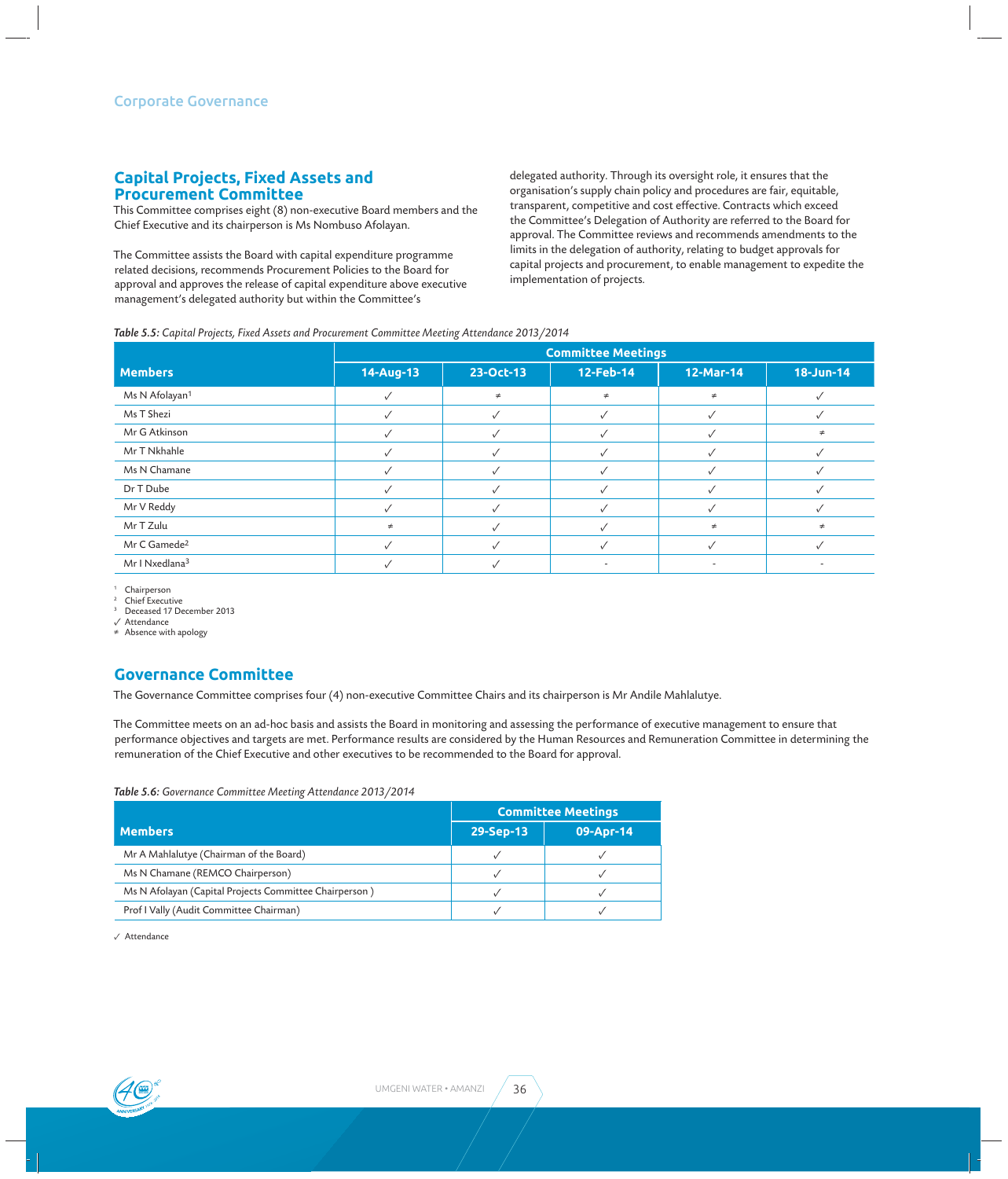## Capital Projects, Fixed Assets and Procurement Committee

This Committee comprises eight (8) non-executive Board members and the Chief Executive and its chairperson is Ms Nombuso Afolayan.

The Committee assists the Board with capital expenditure programme related decisions, recommends Procurement Policies to the Board for approval and approves the release of capital expenditure above executive management's delegated authority but within the Committee's delegated authority. Through its oversight role, it ensures that the organisation's supply chain policy and procedures are fair, equitable, transparent, competitive and cost effective. Contracts which exceed the Committee's Delegation of Authority are referred to the Board for approval. The Committee reviews and recommends amendments to the limits in the delegation of authority, relating to budget approvals for capital projects and procurement, to enable management to expedite the implementation of projects.

***Table 5.5:*** *Capital Projects, Fixed Assets and Procurement Committee Meeting Attendance 2013/2014*

| Members | Committee Meetings | | | | |
|---|---|---|---|---|---|
| | 14-Aug-13 | 23-Oct-13 | 12-Feb-14 | 12-Mar-14 | 18-Jun-14 |
| Ms N Afolayan[1] | ✓ | ≠ | ≠ | ≠ | ✓ |
| Ms T Shezi | ✓ | ✓ | ✓ | ✓ | ✓ |
| Mr G Atkinson | ✓ | ✓ | ✓ | ✓ | ≠ |
| Mr T Nkhahle | ✓ | ✓ | ✓ | ✓ | ✓ |
| Ms N Chamane | ✓ | ✓ | ✓ | ✓ | ✓ |
| Dr T Dube | ✓ | ✓ | ✓ | ✓ | ✓ |
| Mr V Reddy | ✓ | ✓ | ✓ | ✓ | ✓ |
| Mr T Zulu | ≠ | ✓ | ✓ | ≠ | ≠ |
| Mr C Gamede[2] | ✓ | ✓ | ✓ | ✓ | ✓ |
| Mr I Nxedlana[3] | ✓ | ✓ | - | - | - |

[1] Chairperson
[2] Chief Executive
[3] Deceased 17 December 2013
✓ Attendance
≠ Absence with apology

## Governance Committee

The Governance Committee comprises four (4) non-executive Committee Chairs and its chairperson is Mr Andile Mahlalutye.

The Committee meets on an ad-hoc basis and assists the Board in monitoring and assessing the performance of executive management to ensure that performance objectives and targets are met. Performance results are considered by the Human Resources and Remuneration Committee in determining the remuneration of the Chief Executive and other executives to be recommended to the Board for approval.

***Table 5.6:*** *Governance Committee Meeting Attendance 2013/2014*

| Members | Committee Meetings | |
|---|---|---|
| | 29-Sep-13 | 09-Apr-14 |
| Mr A Mahlalutye (Chairman of the Board) | ✓ | ✓ |
| Ms N Chamane (REMCO Chairperson) | ✓ | ✓ |
| Ms N Afolayan (Capital Projects Committee Chairperson ) | ✓ | ✓ |
| Prof I Vally (Audit Committee Chairman) | ✓ | ✓ |

✓ Attendance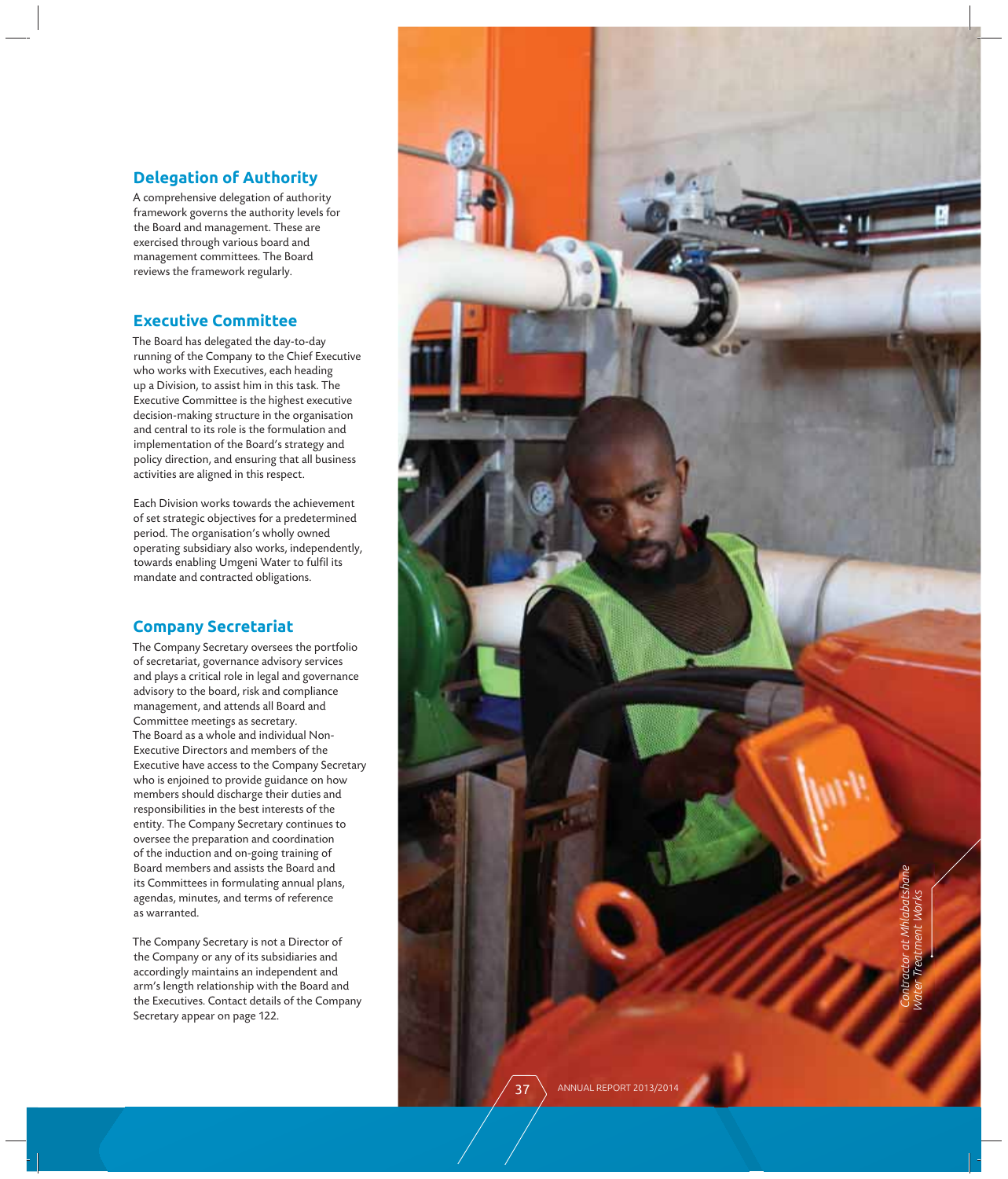## Delegation of Authority

A comprehensive delegation of authority framework governs the authority levels for the Board and management. These are exercised through various board and management committees. The Board reviews the framework regularly.

## Executive Committee

The Board has delegated the day-to-day running of the Company to the Chief Executive who works with Executives, each heading up a Division, to assist him in this task. The Executive Committee is the highest executive decision-making structure in the organisation and central to its role is the formulation and implementation of the Board's strategy and policy direction, and ensuring that all business activities are aligned in this respect.

Each Division works towards the achievement of set strategic objectives for a predetermined period. The organisation's wholly owned operating subsidiary also works, independently, towards enabling Umgeni Water to fulfil its mandate and contracted obligations.

## Company Secretariat

The Company Secretary oversees the portfolio of secretariat, governance advisory services and plays a critical role in legal and governance advisory to the board, risk and compliance management, and attends all Board and Committee meetings as secretary.
The Board as a whole and individual Non-Executive Directors and members of the Executive have access to the Company Secretary who is enjoined to provide guidance on how members should discharge their duties and responsibilities in the best interests of the entity. The Company Secretary continues to oversee the preparation and coordination of the induction and on-going training of Board members and assists the Board and its Committees in formulating annual plans, agendas, minutes, and terms of reference as warranted.

The Company Secretary is not a Director of the Company or any of its subsidiaries and accordingly maintains an independent and arm's length relationship with the Board and the Executives. Contact details of the Company Secretary appear on page 122.

*Contractor at Mhlabatshane Water Treatment Works*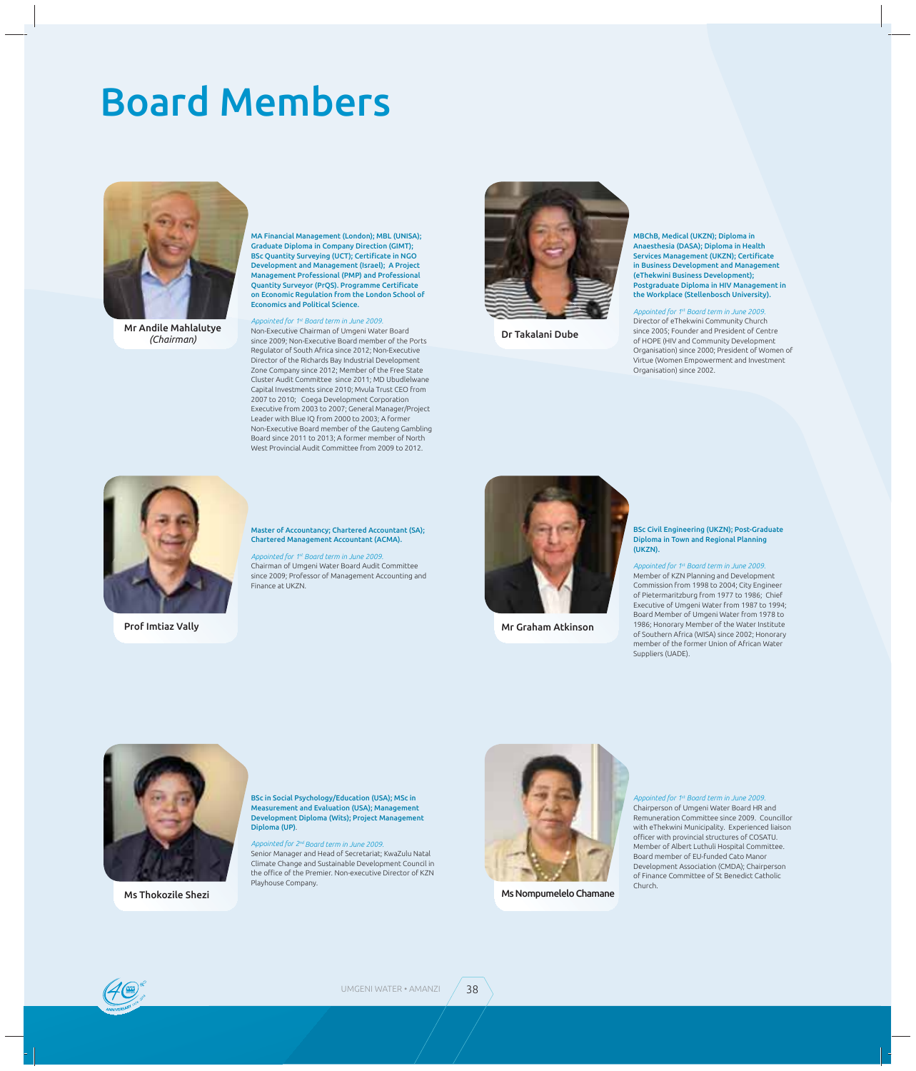# Board Members

## Mr Andile Mahlalutye *(Chairman)*

**MA Financial Management (London); MBL (UNISA); Graduate Diploma in Company Direction (GIMT); BSc Quantity Surveying (UCT); Certificate in NGO Development and Management (Israel); A Project Management Professional (PMP) and Professional Quantity Surveyor (PrQS). Programme Certificate on Economic Regulation from the London School of Economics and Political Science.**

*Appointed for 1st Board term in June 2009.*

Non-Executive Chairman of Umgeni Water Board since 2009; Non-Executive Board member of the Ports Regulator of South Africa since 2012; Non-Executive Director of the Richards Bay Industrial Development Zone Company since 2012; Member of the Free State Cluster Audit Committee since 2011; MD Ubudlelwane Capital Investments since 2010; Mvula Trust CEO from 2007 to 2010; Coega Development Corporation Executive from 2003 to 2007; General Manager/Project Leader with Blue IQ from 2000 to 2003; A former Non-Executive Board member of the Gauteng Gambling Board since 2011 to 2013; A former member of North West Provincial Audit Committee from 2009 to 2012.

## Dr Takalani Dube

**MBChB, Medical (UKZN); Diploma in Anaesthesia (DASA); Diploma in Health Services Management (UKZN); Certificate in Business Development and Management (eThekwini Business Development); Postgraduate Diploma in HIV Management in the Workplace (Stellenbosch University).**

*Appointed for 1st Board term in June 2009.*

Director of eThekwini Community Church since 2005; Founder and President of Centre of HOPE (HIV and Community Development Organisation) since 2000; President of Women of Virtue (Women Empowerment and Investment Organisation) since 2002.

## Prof Imtiaz Vally

**Master of Accountancy; Chartered Accountant (SA); Chartered Management Accountant (ACMA).**

*Appointed for 1st Board term in June 2009.*

Chairman of Umgeni Water Board Audit Committee since 2009; Professor of Management Accounting and Finance at UKZN.

## Mr Graham Atkinson

**BSc Civil Engineering (UKZN); Post-Graduate Diploma in Town and Regional Planning (UKZN).**

*Appointed for 1st Board term in June 2009.*

Member of KZN Planning and Development Commission from 1998 to 2004; City Engineer of Pietermaritzburg from 1977 to 1986; Chief Executive of Umgeni Water from 1987 to 1994; Board Member of Umgeni Water from 1978 to 1986; Honorary Member of the Water Institute of Southern Africa (WISA) since 2002; Honorary member of the former Union of African Water Suppliers (UADE).

## Ms Thokozile Shezi

**BSc in Social Psychology/Education (USA); MSc in Measurement and Evaluation (USA); Management Development Diploma (Wits); Project Management Diploma (UP).**

*Appointed for 2nd Board term in June 2009.*

Senior Manager and Head of Secretariat; KwaZulu Natal Climate Change and Sustainable Development Council in the office of the Premier. Non-executive Director of KZN Playhouse Company.

## Ms Nompumelelo Chamane

*Appointed for 1st Board term in June 2009.*

Chairperson of Umgeni Water Board HR and Remuneration Committee since 2009. Councillor with eThekwini Municipality. Experienced liaison officer with provincial structures of COSATU. Member of Albert Luthuli Hospital Committee. Board member of EU-funded Cato Manor Development Association (CMDA); Chairperson of Finance Committee of St Benedict Catholic Church.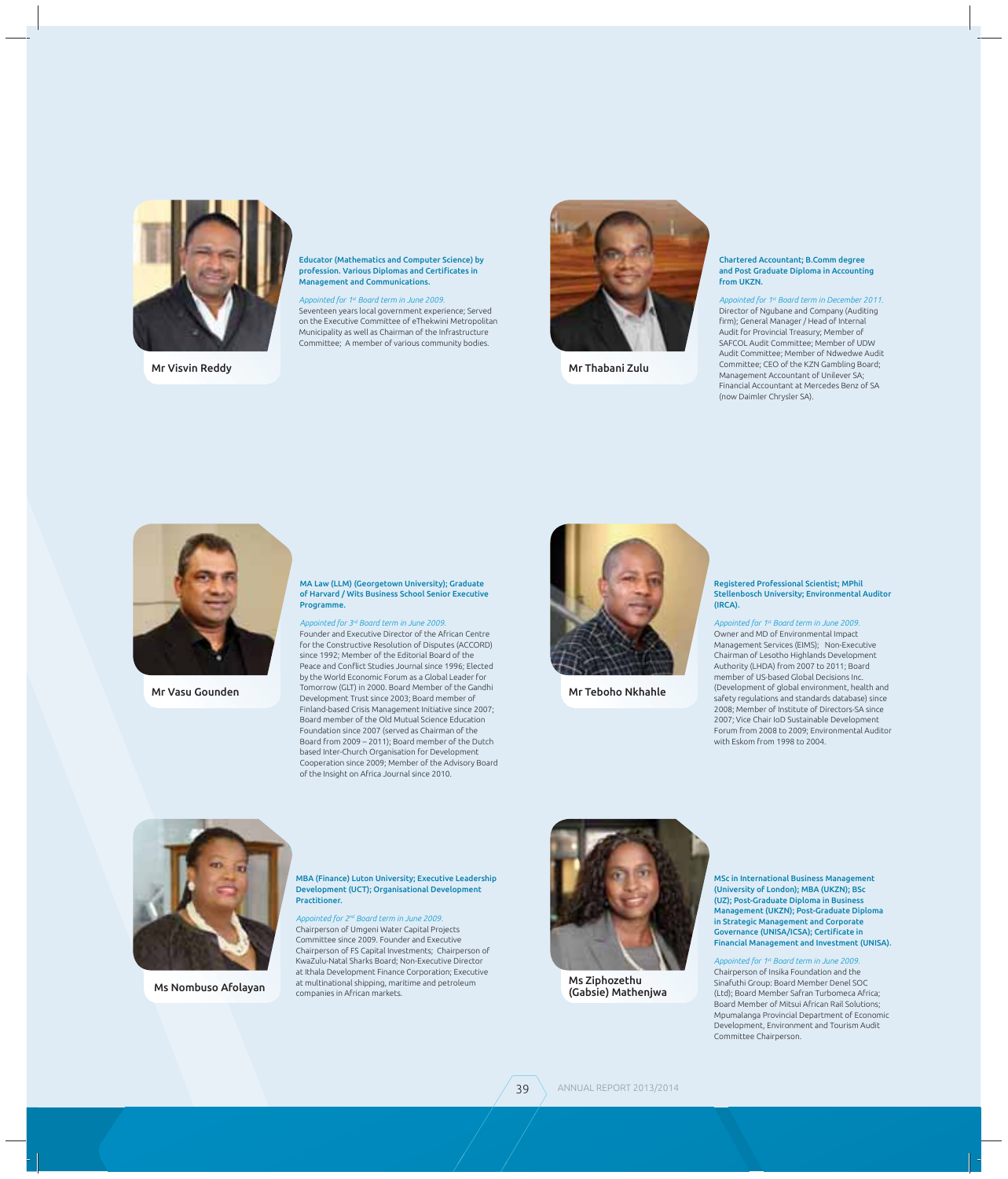### Mr Visvin Reddy

**Educator (Mathematics and Computer Science) by profession. Various Diplomas and Certificates in Management and Communications.**

*Appointed for 1st Board term in June 2009.*
Seventeen years local government experience; Served on the Executive Committee of eThekwini Metropolitan Municipality as well as Chairman of the Infrastructure Committee; A member of various community bodies.

### Mr Thabani Zulu

**Chartered Accountant; B.Comm degree and Post Graduate Diploma in Accounting from UKZN.**

*Appointed for 1st Board term in December 2011.*
Director of Ngubane and Company (Auditing firm); General Manager / Head of Internal Audit for Provincial Treasury; Member of SAFCOL Audit Committee; Member of UDW Audit Committee; Member of Ndwedwe Audit Committee; CEO of the KZN Gambling Board; Management Accountant of Unilever SA; Financial Accountant at Mercedes Benz of SA (now Daimler Chrysler SA).

### Mr Vasu Gounden

**MA Law (LLM) (Georgetown University); Graduate of Harvard / Wits Business School Senior Executive Programme.**

*Appointed for 3rd Board term in June 2009.*
Founder and Executive Director of the African Centre for the Constructive Resolution of Disputes (ACCORD) since 1992; Member of the Editorial Board of the Peace and Conflict Studies Journal since 1996; Elected by the World Economic Forum as a Global Leader for Tomorrow (GLT) in 2000. Board Member of the Gandhi Development Trust since 2003; Board member of Finland-based Crisis Management Initiative since 2007; Board member of the Old Mutual Science Education Foundation since 2007 (served as Chairman of the Board from 2009 – 2011); Board member of the Dutch based Inter-Church Organisation for Development Cooperation since 2009; Member of the Advisory Board of the Insight on Africa Journal since 2010.

### Mr Teboho Nkhahle

**Registered Professional Scientist; MPhil Stellenbosch University; Environmental Auditor (IRCA).**

*Appointed for 1st Board term in June 2009.*
Owner and MD of Environmental Impact Management Services (EIMS); Non-Executive Chairman of Lesotho Highlands Development Authority (LHDA) from 2007 to 2011; Board member of US-based Global Decisions Inc. (Development of global environment, health and safety regulations and standards database) since 2008; Member of Institute of Directors-SA since 2007; Vice Chair IoD Sustainable Development Forum from 2008 to 2009; Environmental Auditor with Eskom from 1998 to 2004.

### Ms Nombuso Afolayan

**MBA (Finance) Luton University; Executive Leadership Development (UCT); Organisational Development Practitioner.**

*Appointed for 2nd Board term in June 2009.*
Chairperson of Umgeni Water Capital Projects Committee since 2009. Founder and Executive Chairperson of FS Capital Investments; Chairperson of KwaZulu-Natal Sharks Board; Non-Executive Director at Ithala Development Finance Corporation; Executive at multinational shipping, maritime and petroleum companies in African markets.

### Ms Ziphozethu (Gabsie) Mathenjwa

**MSc in International Business Management (University of London); MBA (UKZN); BSc (UZ); Post-Graduate Diploma in Business Management (UKZN); Post-Graduate Diploma in Strategic Management and Corporate Governance (UNISA/ICSA); Certificate in Financial Management and Investment (UNISA).**

*Appointed for 1st Board term in June 2009.*
Chairperson of Insika Foundation and the Sinafuthi Group: Board Member Denel SOC (Ltd); Board Member Safran Turbomeca Africa; Board Member of Mitsui African Rail Solutions; Mpumalanga Provincial Department of Economic Development, Environment and Tourism Audit Committee Chairperson.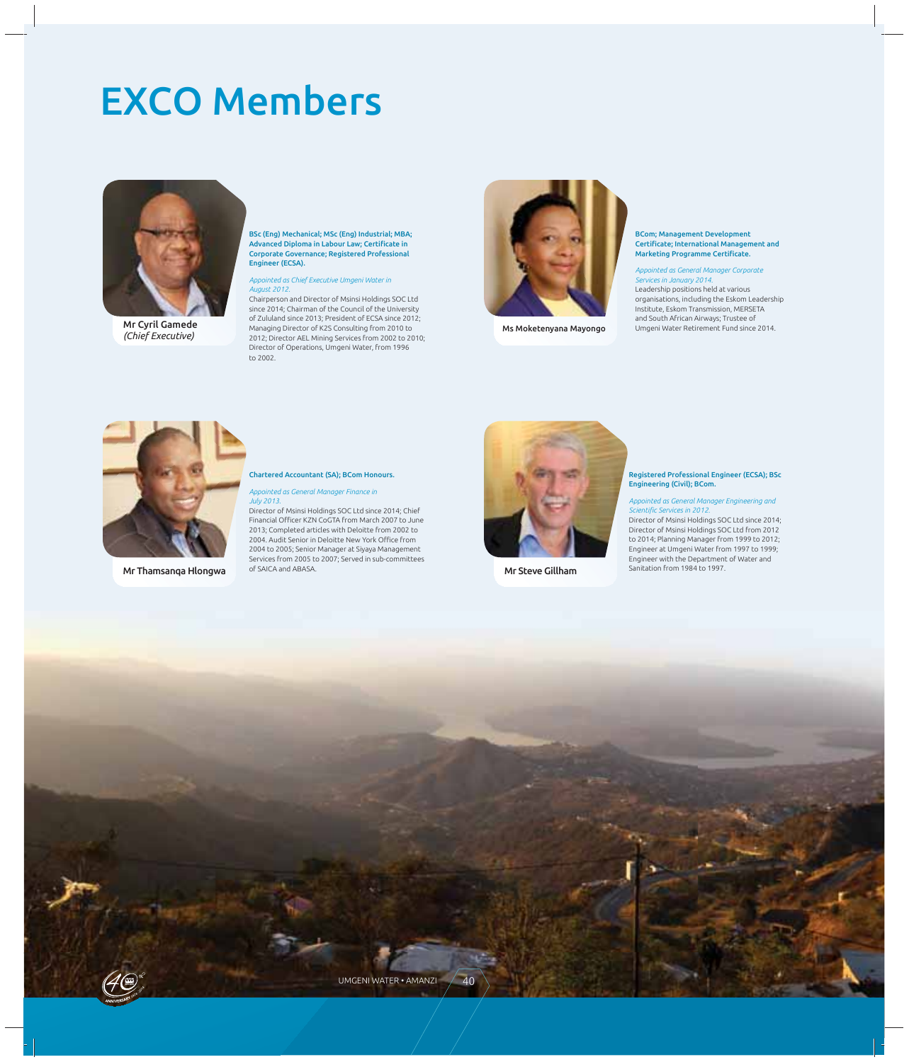# EXCO Members

**Mr Cyril Gamede**
*(Chief Executive)*

**BSc (Eng) Mechanical; MSc (Eng) Industrial; MBA; Advanced Diploma in Labour Law; Certificate in Corporate Governance; Registered Professional Engineer (ECSA).**

*Appointed as Chief Executive Umgeni Water in August 2012.*

Chairperson and Director of Msinsi Holdings SOC Ltd since 2014; Chairman of the Council of the University of Zululand since 2013; President of ECSA since 2012; Managing Director of K2S Consulting from 2010 to 2012; Director AEL Mining Services from 2002 to 2010; Director of Operations, Umgeni Water, from 1996 to 2002.

**Ms Moketenyana Mayongo**

**BCom; Management Development Certificate; International Management and Marketing Programme Certificate.**

*Appointed as General Manager Corporate Services in January 2014.*

Leadership positions held at various organisations, including the Eskom Leadership Institute, Eskom Transmission, MERSETA and South African Airways; Trustee of Umgeni Water Retirement Fund since 2014.

**Mr Thamsanqa Hlongwa**

**Chartered Accountant (SA); BCom Honours.**

*Appointed as General Manager Finance in July 2013.*

Director of Msinsi Holdings SOC Ltd since 2014; Chief Financial Officer KZN CoGTA from March 2007 to June 2013; Completed articles with Deloitte from 2002 to 2004. Audit Senior in Deloitte New York Office from 2004 to 2005; Senior Manager at Siyaya Management Services from 2005 to 2007; Served in sub-committees of SAICA and ABASA.

**Mr Steve Gillham**

**Registered Professional Engineer (ECSA); BSc Engineering (Civil); BCom.**

*Appointed as General Manager Engineering and Scientific Services in 2012.*

Director of Msinsi Holdings SOC Ltd since 2014; Director of Msinsi Holdings SOC Ltd from 2012 to 2014; Planning Manager from 1999 to 2012; Engineer at Umgeni Water from 1997 to 1999; Engineer with the Department of Water and Sanitation from 1984 to 1997.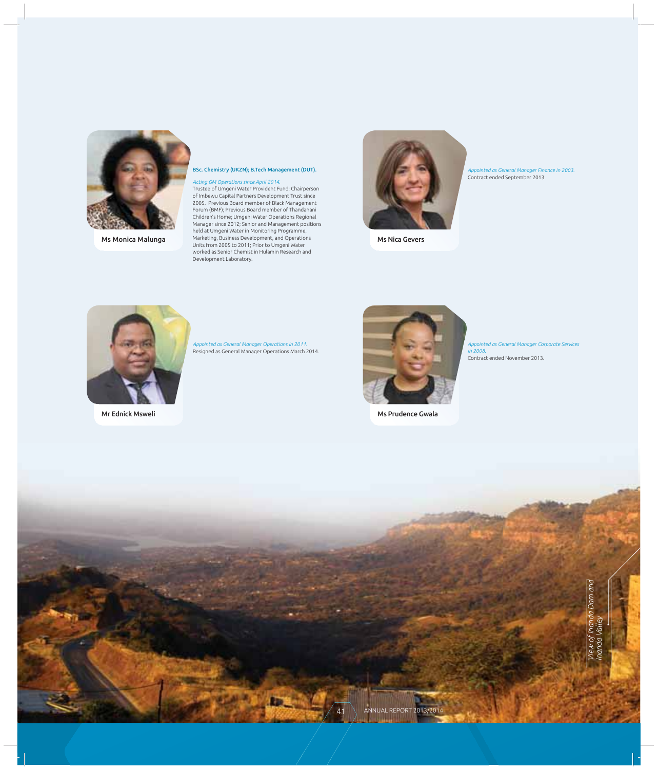**Ms Monica Malunga**

**BSc. Chemistry (UKZN); B.Tech Management (DUT).**

*Acting GM Operations since April 2014.*
Trustee of Umgeni Water Provident Fund; Chairperson of Imbewu Capital Partners Development Trust since 2005. Previous Board member of Black Management Forum (BMF); Previous Board member of Thandanani Children's Home; Umgeni Water Operations Regional Manager since 2012; Senior and Management positions held at Umgeni Water in Monitoring Programme, Marketing, Business Development, and Operations Units from 2005 to 2011; Prior to Umgeni Water worked as Senior Chemist in Hulamin Research and Development Laboratory.

**Ms Nica Gevers**

*Appointed as General Manager Finance in 2003.*
Contract ended September 2013

**Mr Ednick Msweli**

*Appointed as General Manager Operations in 2011.*
Resigned as General Manager Operations March 2014.

**Ms Prudence Gwala**

*Appointed as General Manager Corporate Services in 2008.*
Contract ended November 2013.

*View of Inanda Dam and Inanda Valley*